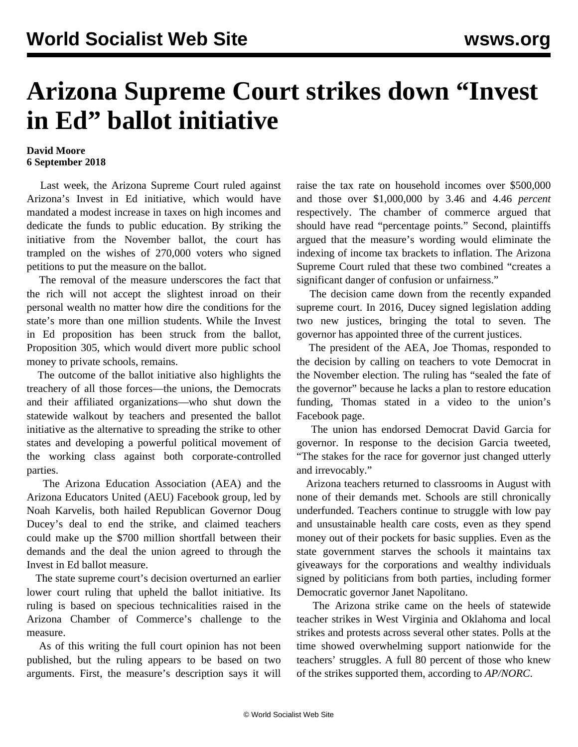# Arizona Supreme Court strikes down "Invest in Ed" ballot initiative

**David Moore**
**6 September 2018**

Last week, the Arizona Supreme Court ruled against Arizona's Invest in Ed initiative, which would have mandated a modest increase in taxes on high incomes and dedicate the funds to public education. By striking the initiative from the November ballot, the court has trampled on the wishes of 270,000 voters who signed petitions to put the measure on the ballot.

The removal of the measure underscores the fact that the rich will not accept the slightest inroad on their personal wealth no matter how dire the conditions for the state's more than one million students. While the Invest in Ed proposition has been struck from the ballot, Proposition 305, which would divert more public school money to private schools, remains.

The outcome of the ballot initiative also highlights the treachery of all those forces—the unions, the Democrats and their affiliated organizations—who shut down the statewide walkout by teachers and presented the ballot initiative as the alternative to spreading the strike to other states and developing a powerful political movement of the working class against both corporate-controlled parties.

The Arizona Education Association (AEA) and the Arizona Educators United (AEU) Facebook group, led by Noah Karvelis, both hailed Republican Governor Doug Ducey's deal to end the strike, and claimed teachers could make up the $700 million shortfall between their demands and the deal the union agreed to through the Invest in Ed ballot measure.

The state supreme court's decision overturned an earlier lower court ruling that upheld the ballot initiative. Its ruling is based on specious technicalities raised in the Arizona Chamber of Commerce's challenge to the measure.

As of this writing the full court opinion has not been published, but the ruling appears to be based on two arguments. First, the measure's description says it will raise the tax rate on household incomes over $500,000 and those over $1,000,000 by 3.46 and 4.46 *percent* respectively. The chamber of commerce argued that should have read "percentage points." Second, plaintiffs argued that the measure's wording would eliminate the indexing of income tax brackets to inflation. The Arizona Supreme Court ruled that these two combined "creates a significant danger of confusion or unfairness."

The decision came down from the recently expanded supreme court. In 2016, Ducey signed legislation adding two new justices, bringing the total to seven. The governor has appointed three of the current justices.

The president of the AEA, Joe Thomas, responded to the decision by calling on teachers to vote Democrat in the November election. The ruling has "sealed the fate of the governor" because he lacks a plan to restore education funding, Thomas stated in a video to the union's Facebook page.

The union has endorsed Democrat David Garcia for governor. In response to the decision Garcia tweeted, "The stakes for the race for governor just changed utterly and irrevocably."

Arizona teachers returned to classrooms in August with none of their demands met. Schools are still chronically underfunded. Teachers continue to struggle with low pay and unsustainable health care costs, even as they spend money out of their pockets for basic supplies. Even as the state government starves the schools it maintains tax giveaways for the corporations and wealthy individuals signed by politicians from both parties, including former Democratic governor Janet Napolitano.

The Arizona strike came on the heels of statewide teacher strikes in West Virginia and Oklahoma and local strikes and protests across several other states. Polls at the time showed overwhelming support nationwide for the teachers' struggles. A full 80 percent of those who knew of the strikes supported them, according to *AP/NORC*.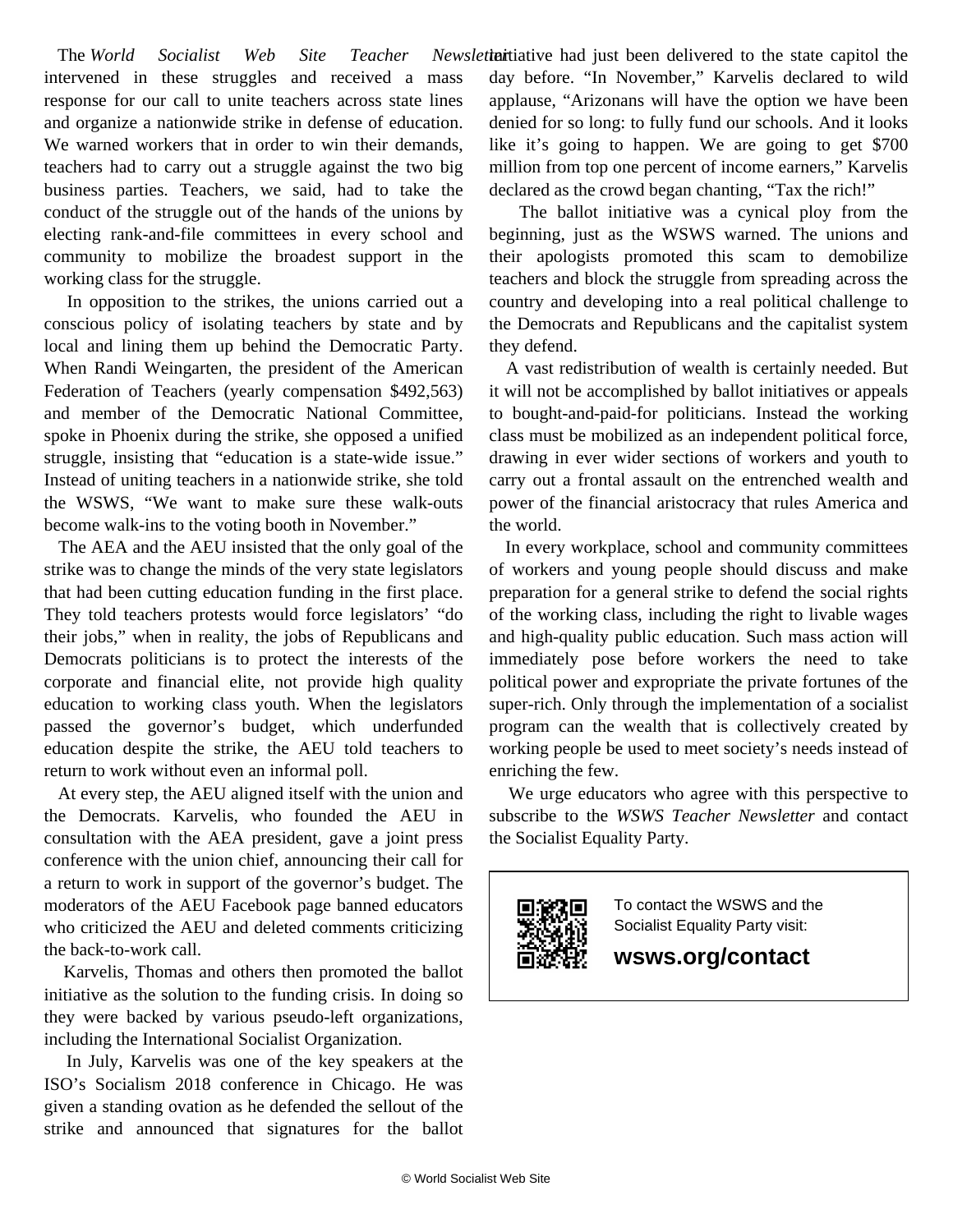The *World Socialist Web Site Teacher Newsletter* intervened in these struggles and received a mass response for our call to unite teachers across state lines and organize a nationwide strike in defense of education. We warned workers that in order to win their demands, teachers had to carry out a struggle against the two big business parties. Teachers, we said, had to take the conduct of the struggle out of the hands of the unions by electing rank-and-file committees in every school and community to mobilize the broadest support in the working class for the struggle.

In opposition to the strikes, the unions carried out a conscious policy of isolating teachers by state and by local and lining them up behind the Democratic Party. When Randi Weingarten, the president of the American Federation of Teachers (yearly compensation $492,563) and member of the Democratic National Committee, spoke in Phoenix during the strike, she opposed a unified struggle, insisting that "education is a state-wide issue." Instead of uniting teachers in a nationwide strike, she told the WSWS, "We want to make sure these walk-outs become walk-ins to the voting booth in November."

The AEA and the AEU insisted that the only goal of the strike was to change the minds of the very state legislators that had been cutting education funding in the first place. They told teachers protests would force legislators' "do their jobs," when in reality, the jobs of Republicans and Democrats politicians is to protect the interests of the corporate and financial elite, not provide high quality education to working class youth. When the legislators passed the governor's budget, which underfunded education despite the strike, the AEU told teachers to return to work without even an informal poll.

At every step, the AEU aligned itself with the union and the Democrats. Karvelis, who founded the AEU in consultation with the AEA president, gave a joint press conference with the union chief, announcing their call for a return to work in support of the governor's budget. The moderators of the AEU Facebook page banned educators who criticized the AEU and deleted comments criticizing the back-to-work call.

Karvelis, Thomas and others then promoted the ballot initiative as the solution to the funding crisis. In doing so they were backed by various pseudo-left organizations, including the International Socialist Organization.

In July, Karvelis was one of the key speakers at the ISO's Socialism 2018 conference in Chicago. He was given a standing ovation as he defended the sellout of the strike and announced that signatures for the ballot initiative had just been delivered to the state capitol the day before. "In November," Karvelis declared to wild applause, "Arizonans will have the option we have been denied for so long: to fully fund our schools. And it looks like it's going to happen. We are going to get $700 million from top one percent of income earners," Karvelis declared as the crowd began chanting, "Tax the rich!"

The ballot initiative was a cynical ploy from the beginning, just as the WSWS warned. The unions and their apologists promoted this scam to demobilize teachers and block the struggle from spreading across the country and developing into a real political challenge to the Democrats and Republicans and the capitalist system they defend.

A vast redistribution of wealth is certainly needed. But it will not be accomplished by ballot initiatives or appeals to bought-and-paid-for politicians. Instead the working class must be mobilized as an independent political force, drawing in ever wider sections of workers and youth to carry out a frontal assault on the entrenched wealth and power of the financial aristocracy that rules America and the world.

In every workplace, school and community committees of workers and young people should discuss and make preparation for a general strike to defend the social rights of the working class, including the right to livable wages and high-quality public education. Such mass action will immediately pose before workers the need to take political power and expropriate the private fortunes of the super-rich. Only through the implementation of a socialist program can the wealth that is collectively created by working people be used to meet society's needs instead of enriching the few.

We urge educators who agree with this perspective to subscribe to the *WSWS Teacher Newsletter* and contact the Socialist Equality Party.

To contact the WSWS and the Socialist Equality Party visit:

**wsws.org/contact**